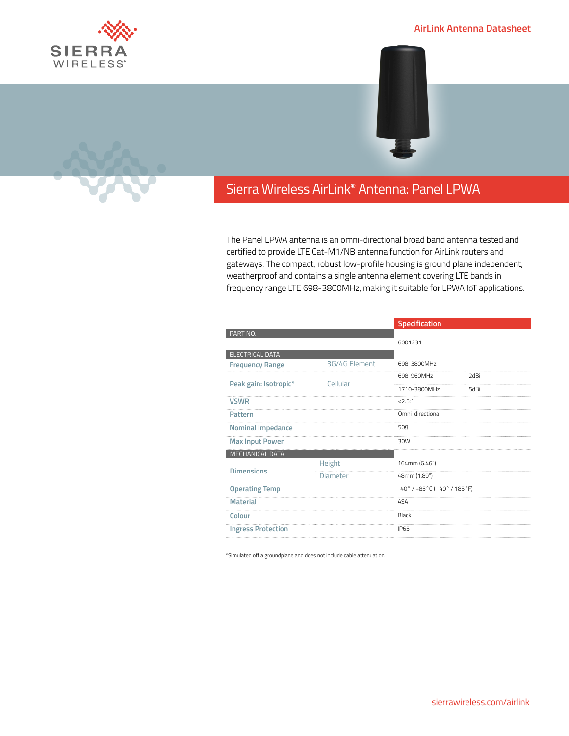AirLink Antenna Datasheet

# Sierra Wireless AirLink® Antenna: Panel LPWA

The Panel LPWA antenna is an omni-directional broad band antenna tested and certified to provide LTE Cat-M1/NB antenna function for AirLink routers and gateways. The compact, robust low-profile housing is ground plane independent, weatherproof and contains a single antenna element covering LTE bands in frequency range LTE 698-3800MHz, making it suitable for LPWA IoT applications.

| | | Specification | |
|---|---|---|---|
| PART NO. | | 6001231 | |
| **ELECTRICAL DATA** | | | |
| Frequency Range | 3G/4G Element | 698-3800MHz | |
| Peak gain: Isotropic* | Cellular | 698-960MHz | 2dBi |
| | | 1710-3800MHz | 5dBi |
| VSWR | | <2.5:1 | |
| Pattern | | Omni-directional | |
| Nominal Impedance | | 50Ω | |
| Max Input Power | | 30W | |
| **MECHANICAL DATA** | | | |
| Dimensions | Height | 164mm (6.46") | |
| | Diameter | 48mm (1.89") | |
| Operating Temp | | -40° / +85°C ( -40° / 185°F) | |
| Material | | ASA | |
| Colour | | Black | |
| Ingress Protection | | IP65 | |

*Simulated off a groundplane and does not include cable attenuation

sierrawireless.com/airlink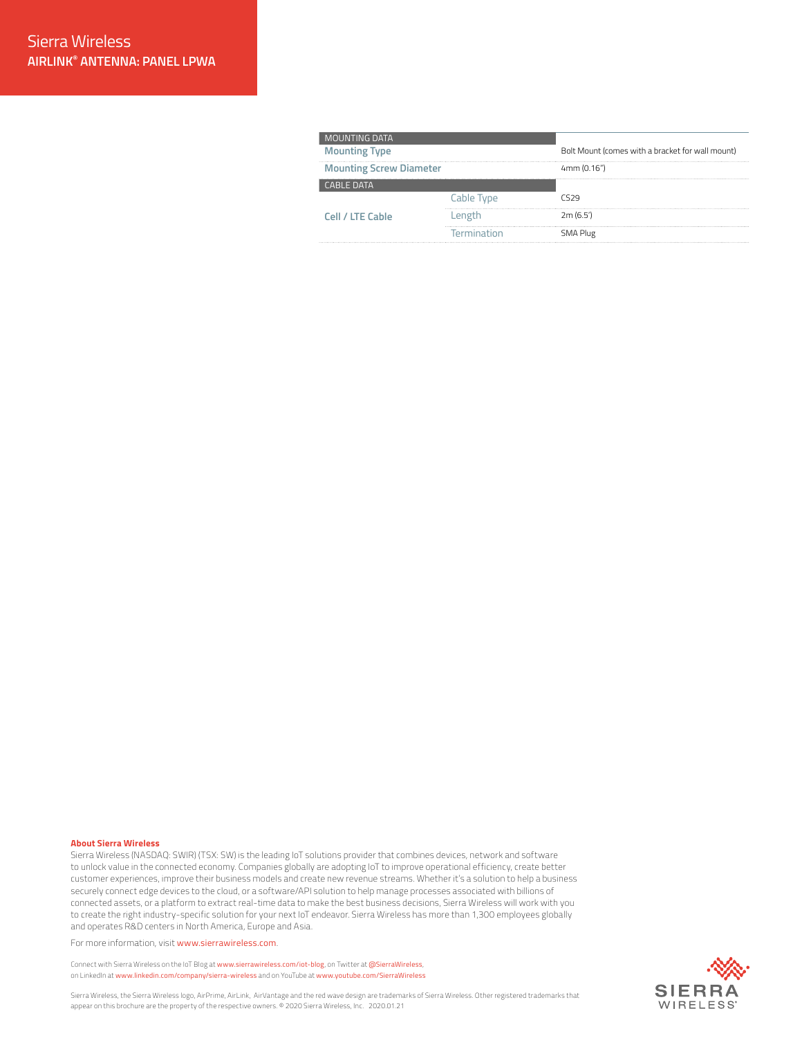| MOUNTING DATA | | |
|---|---|---|
| Mounting Type | | Bolt Mount (comes with a bracket for wall mount) |
| Mounting Screw Diameter | | 4mm (0.16") |
| **CABLE DATA** | | |
| Cell / LTE Cable | Cable Type | CS29 |
| | Length | 2m (6.5') |
| | Termination | SMA Plug |

**About Sierra Wireless**

Sierra Wireless (NASDAQ: SWIR) (TSX: SW) is the leading IoT solutions provider that combines devices, network and software to unlock value in the connected economy. Companies globally are adopting IoT to improve operational efficiency, create better customer experiences, improve their business models and create new revenue streams. Whether it's a solution to help a business securely connect edge devices to the cloud, or a software/API solution to help manage processes associated with billions of connected assets, or a platform to extract real-time data to make the best business decisions, Sierra Wireless will work with you to create the right industry-specific solution for your next IoT endeavor. Sierra Wireless has more than 1,300 employees globally and operates R&D centers in North America, Europe and Asia.

For more information, visit www.sierrawireless.com.

Connect with Sierra Wireless on the IoT Blog at www.sierrawireless.com/iot-blog, on Twitter at @SierraWireless, on LinkedIn at www.linkedin.com/company/sierra-wireless and on YouTube at www.youtube.com/SierraWireless

Sierra Wireless, the Sierra Wireless logo, AirPrime, AirLink, AirVantage and the red wave design are trademarks of Sierra Wireless. Other registered trademarks that appear on this brochure are the property of the respective owners. © 2020 Sierra Wireless, Inc. 2020.01.21